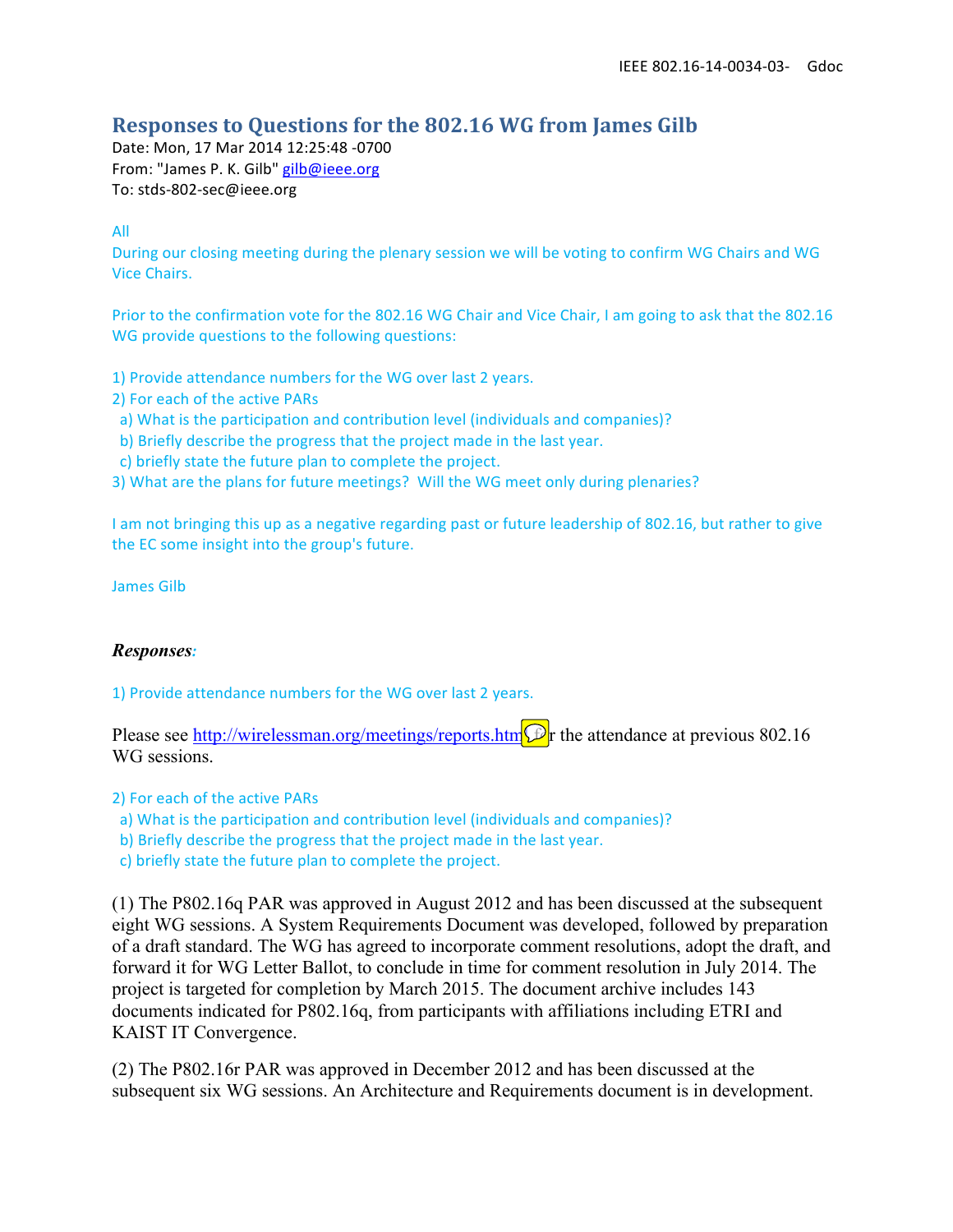# Responses to Questions for the 802.16 WG from James Gilb

Date: Mon, 17 Mar 2014 12:25:48 -0700
From: "James P. K. Gilb" gilb@ieee.org
To: stds-802-sec@ieee.org

All
During our closing meeting during the plenary session we will be voting to confirm WG Chairs and WG Vice Chairs.

Prior to the confirmation vote for the 802.16 WG Chair and Vice Chair, I am going to ask that the 802.16 WG provide questions to the following questions:

1) Provide attendance numbers for the WG over last 2 years.
2) For each of the active PARs
  a) What is the participation and contribution level (individuals and companies)?
  b) Briefly describe the progress that the project made in the last year.
  c) briefly state the future plan to complete the project.
3) What are the plans for future meetings? Will the WG meet only during plenaries?

I am not bringing this up as a negative regarding past or future leadership of 802.16, but rather to give the EC some insight into the group's future.

James Gilb

***Responses:***

1) Provide attendance numbers for the WG over last 2 years.

Please see http://wirelessman.org/meetings/reports.html for the attendance at previous 802.16 WG sessions.

2) For each of the active PARs
  a) What is the participation and contribution level (individuals and companies)?
  b) Briefly describe the progress that the project made in the last year.
  c) briefly state the future plan to complete the project.

(1) The P802.16q PAR was approved in August 2012 and has been discussed at the subsequent eight WG sessions. A System Requirements Document was developed, followed by preparation of a draft standard. The WG has agreed to incorporate comment resolutions, adopt the draft, and forward it for WG Letter Ballot, to conclude in time for comment resolution in July 2014. The project is targeted for completion by March 2015. The document archive includes 143 documents indicated for P802.16q, from participants with affiliations including ETRI and KAIST IT Convergence.

(2) The P802.16r PAR was approved in December 2012 and has been discussed at the subsequent six WG sessions. An Architecture and Requirements document is in development.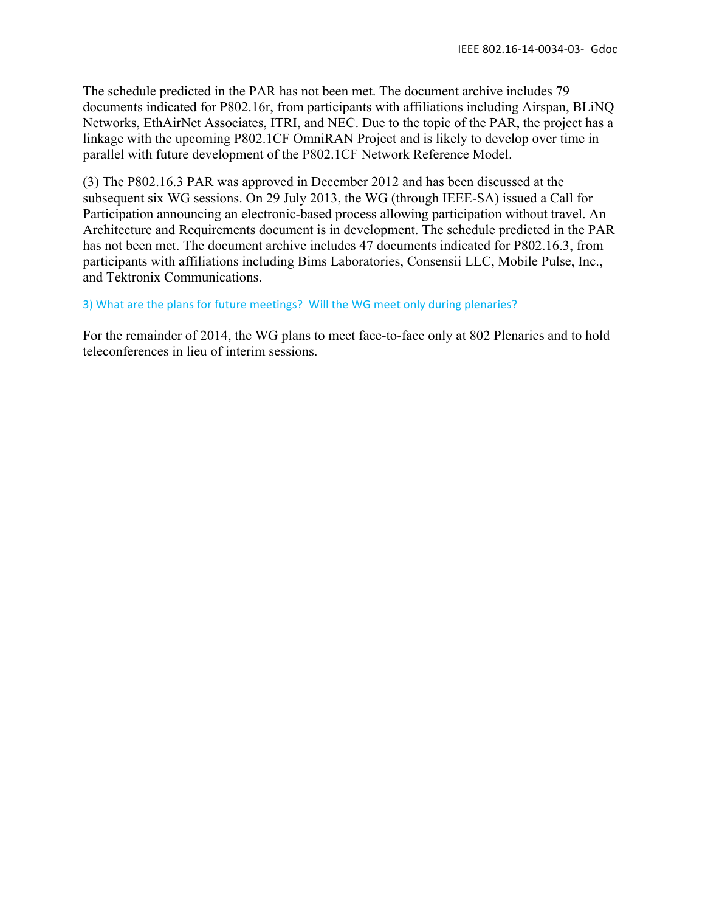The schedule predicted in the PAR has not been met. The document archive includes 79 documents indicated for P802.16r, from participants with affiliations including Airspan, BLiNQ Networks, EthAirNet Associates, ITRI, and NEC. Due to the topic of the PAR, the project has a linkage with the upcoming P802.1CF OmniRAN Project and is likely to develop over time in parallel with future development of the P802.1CF Network Reference Model.

(3) The P802.16.3 PAR was approved in December 2012 and has been discussed at the subsequent six WG sessions. On 29 July 2013, the WG (through IEEE-SA) issued a Call for Participation announcing an electronic-based process allowing participation without travel. An Architecture and Requirements document is in development. The schedule predicted in the PAR has not been met. The document archive includes 47 documents indicated for P802.16.3, from participants with affiliations including Bims Laboratories, Consensii LLC, Mobile Pulse, Inc., and Tektronix Communications.

### 3) What are the plans for future meetings? Will the WG meet only during plenaries?

For the remainder of 2014, the WG plans to meet face-to-face only at 802 Plenaries and to hold teleconferences in lieu of interim sessions.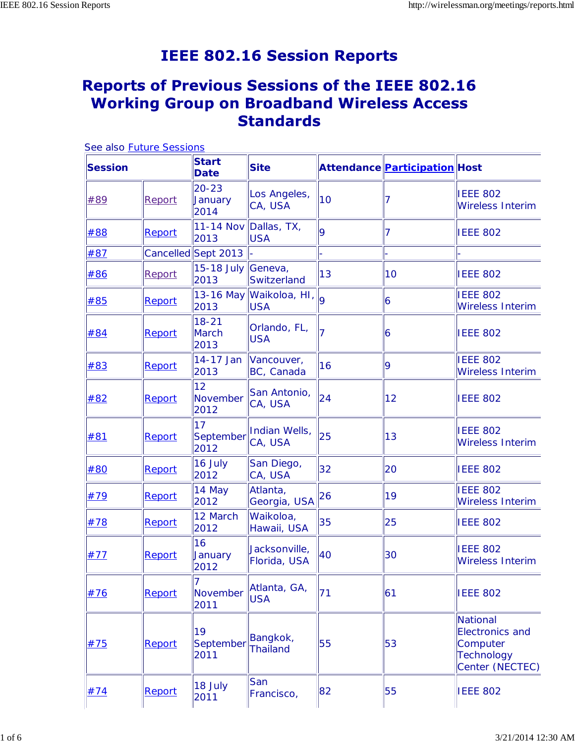# IEEE 802.16 Session Reports

## Reports of Previous Sessions of the IEEE 802.16 Working Group on Broadband Wireless Access Standards

See also Future Sessions

| Session | | Start Date | Site | Attendance | Participation | Host |
|---|---|---|---|---|---|---|
| #89 | Report | 20-23 January 2014 | Los Angeles, CA, USA | 10 | 7 | IEEE 802 Wireless Interim |
| #88 | Report | 11-14 Nov 2013 | Dallas, TX, USA | 9 | 7 | IEEE 802 |
| #87 | Cancelled | Sept 2013 | - | - | - | - |
| #86 | Report | 15-18 July 2013 | Geneva, Switzerland | 13 | 10 | IEEE 802 |
| #85 | Report | 13-16 May 2013 | Waikoloa, HI, USA | 9 | 6 | IEEE 802 Wireless Interim |
| #84 | Report | 18-21 March 2013 | Orlando, FL, USA | 7 | 6 | IEEE 802 |
| #83 | Report | 14-17 Jan 2013 | Vancouver, BC, Canada | 16 | 9 | IEEE 802 Wireless Interim |
| #82 | Report | 12 November 2012 | San Antonio, CA, USA | 24 | 12 | IEEE 802 |
| #81 | Report | 17 September 2012 | Indian Wells, CA, USA | 25 | 13 | IEEE 802 Wireless Interim |
| #80 | Report | 16 July 2012 | San Diego, CA, USA | 32 | 20 | IEEE 802 |
| #79 | Report | 14 May 2012 | Atlanta, Georgia, USA | 26 | 19 | IEEE 802 Wireless Interim |
| #78 | Report | 12 March 2012 | Waikoloa, Hawaii, USA | 35 | 25 | IEEE 802 |
| #77 | Report | 16 January 2012 | Jacksonville, Florida, USA | 40 | 30 | IEEE 802 Wireless Interim |
| #76 | Report | 7 November 2011 | Atlanta, GA, USA | 71 | 61 | IEEE 802 |
| #75 | Report | 19 September 2011 | Bangkok, Thailand | 55 | 53 | National Electronics and Computer Technology Center (NECTEC) |
| #74 | Report | 18 July 2011 | San Francisco, | 82 | 55 | IEEE 802 |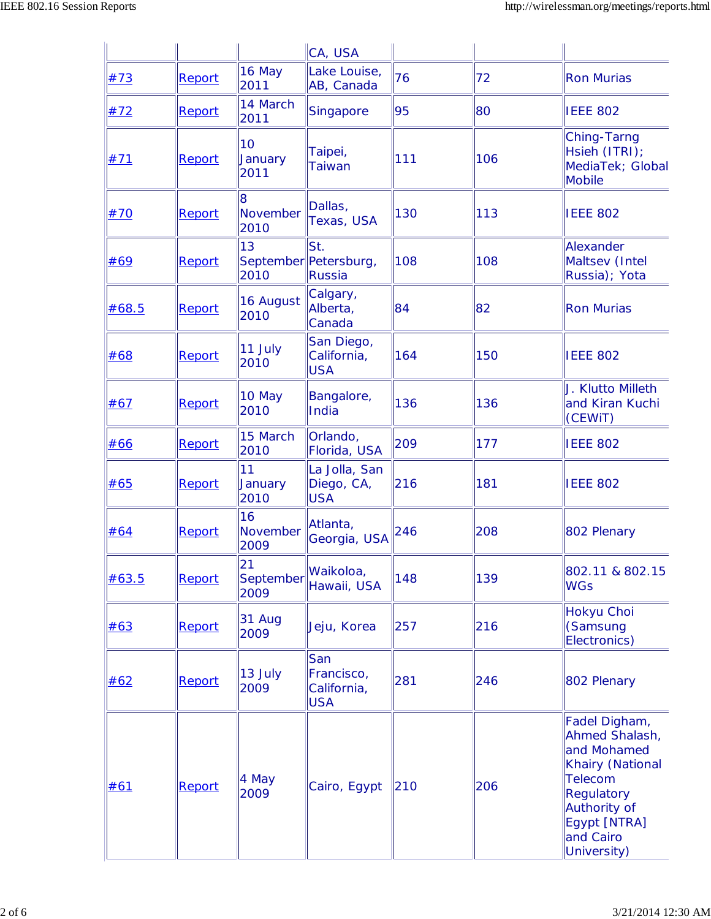| | | | CA, USA | | | |
|---|---|---|---|---|---|---|
| #73 | Report | 16 May 2011 | Lake Louise, AB, Canada | 76 | 72 | Ron Murias |
| #72 | Report | 14 March 2011 | Singapore | 95 | 80 | IEEE 802 |
| #71 | Report | 10 January 2011 | Taipei, Taiwan | 111 | 106 | Ching-Tarng Hsieh (ITRI); MediaTek; Global Mobile |
| #70 | Report | 8 November 2010 | Dallas, Texas, USA | 130 | 113 | IEEE 802 |
| #69 | Report | 13 September 2010 | St. Petersburg, Russia | 108 | 108 | Alexander Maltsev (Intel Russia); Yota |
| #68.5 | Report | 16 August 2010 | Calgary, Alberta, Canada | 84 | 82 | Ron Murias |
| #68 | Report | 11 July 2010 | San Diego, California, USA | 164 | 150 | IEEE 802 |
| #67 | Report | 10 May 2010 | Bangalore, India | 136 | 136 | J. Klutto Milleth and Kiran Kuchi (CEWiT) |
| #66 | Report | 15 March 2010 | Orlando, Florida, USA | 209 | 177 | IEEE 802 |
| #65 | Report | 11 January 2010 | La Jolla, San Diego, CA, USA | 216 | 181 | IEEE 802 |
| #64 | Report | 16 November 2009 | Atlanta, Georgia, USA | 246 | 208 | 802 Plenary |
| #63.5 | Report | 21 September 2009 | Waikoloa, Hawaii, USA | 148 | 139 | 802.11 & 802.15 WGs |
| #63 | Report | 31 Aug 2009 | Jeju, Korea | 257 | 216 | Hokyu Choi (Samsung Electronics) |
| #62 | Report | 13 July 2009 | San Francisco, California, USA | 281 | 246 | 802 Plenary |
| #61 | Report | 4 May 2009 | Cairo, Egypt | 210 | 206 | Fadel Digham, Ahmed Shalash, and Mohamed Khairy (National Telecom Regulatory Authority of Egypt [NTRA] and Cairo University) |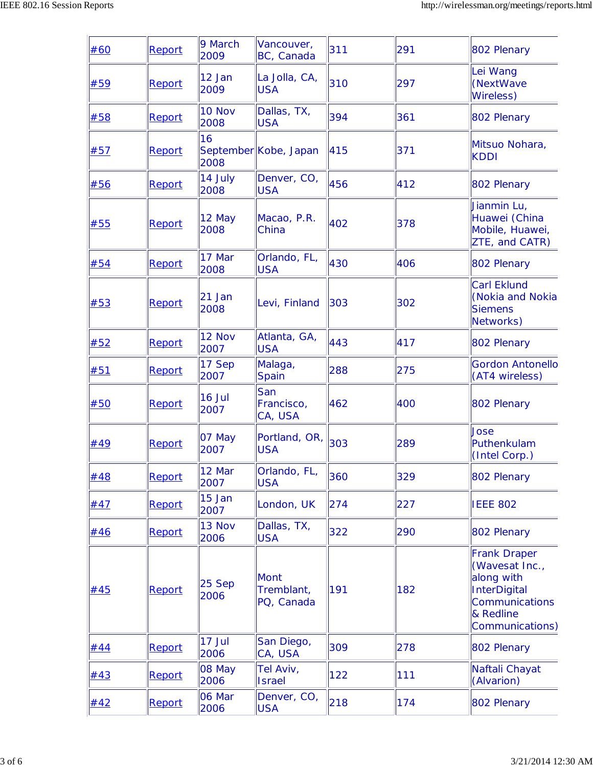| #60 | Report | 9 March 2009 | Vancouver, BC, Canada | 311 | 291 | 802 Plenary |
|---|---|---|---|---|---|---|
| #59 | Report | 12 Jan 2009 | La Jolla, CA, USA | 310 | 297 | Lei Wang (NextWave Wireless) |
| #58 | Report | 10 Nov 2008 | Dallas, TX, USA | 394 | 361 | 802 Plenary |
| #57 | Report | 16 September 2008 | Kobe, Japan | 415 | 371 | Mitsuo Nohara, KDDI |
| #56 | Report | 14 July 2008 | Denver, CO, USA | 456 | 412 | 802 Plenary |
| #55 | Report | 12 May 2008 | Macao, P.R. China | 402 | 378 | Jianmin Lu, Huawei (China Mobile, Huawei, ZTE, and CATR) |
| #54 | Report | 17 Mar 2008 | Orlando, FL, USA | 430 | 406 | 802 Plenary |
| #53 | Report | 21 Jan 2008 | Levi, Finland | 303 | 302 | Carl Eklund (Nokia and Nokia Siemens Networks) |
| #52 | Report | 12 Nov 2007 | Atlanta, GA, USA | 443 | 417 | 802 Plenary |
| #51 | Report | 17 Sep 2007 | Malaga, Spain | 288 | 275 | Gordon Antonello (AT4 wireless) |
| #50 | Report | 16 Jul 2007 | San Francisco, CA, USA | 462 | 400 | 802 Plenary |
| #49 | Report | 07 May 2007 | Portland, OR, USA | 303 | 289 | Jose Puthenkulam (Intel Corp.) |
| #48 | Report | 12 Mar 2007 | Orlando, FL, USA | 360 | 329 | 802 Plenary |
| #47 | Report | 15 Jan 2007 | London, UK | 274 | 227 | IEEE 802 |
| #46 | Report | 13 Nov 2006 | Dallas, TX, USA | 322 | 290 | 802 Plenary |
| #45 | Report | 25 Sep 2006 | Mont Tremblant, PQ, Canada | 191 | 182 | Frank Draper (Wavesat Inc., along with InterDigital Communications & Redline Communications) |
| #44 | Report | 17 Jul 2006 | San Diego, CA, USA | 309 | 278 | 802 Plenary |
| #43 | Report | 08 May 2006 | Tel Aviv, Israel | 122 | 111 | Naftali Chayat (Alvarion) |
| #42 | Report | 06 Mar 2006 | Denver, CO, USA | 218 | 174 | 802 Plenary |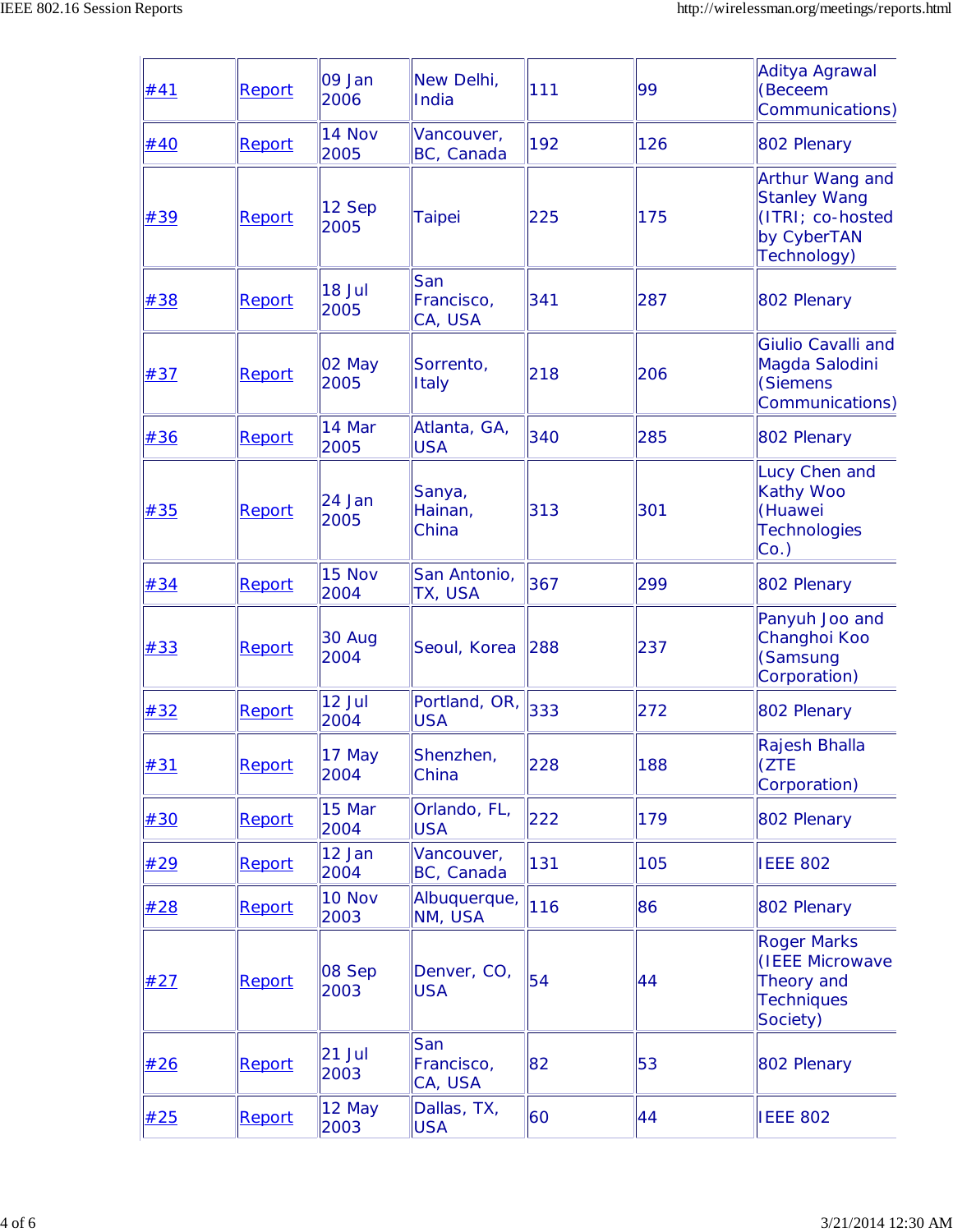| | | | | | | |
|---|---|---|---|---|---|---|
| #41 | Report | 09 Jan 2006 | New Delhi, India | 111 | 99 | Aditya Agrawal (Beceem Communications) |
| #40 | Report | 14 Nov 2005 | Vancouver, BC, Canada | 192 | 126 | 802 Plenary |
| #39 | Report | 12 Sep 2005 | Taipei | 225 | 175 | Arthur Wang and Stanley Wang (ITRI; co-hosted by CyberTAN Technology) |
| #38 | Report | 18 Jul 2005 | San Francisco, CA, USA | 341 | 287 | 802 Plenary |
| #37 | Report | 02 May 2005 | Sorrento, Italy | 218 | 206 | Giulio Cavalli and Magda Salodini (Siemens Communications) |
| #36 | Report | 14 Mar 2005 | Atlanta, GA, USA | 340 | 285 | 802 Plenary |
| #35 | Report | 24 Jan 2005 | Sanya, Hainan, China | 313 | 301 | Lucy Chen and Kathy Woo (Huawei Technologies Co.) |
| #34 | Report | 15 Nov 2004 | San Antonio, TX, USA | 367 | 299 | 802 Plenary |
| #33 | Report | 30 Aug 2004 | Seoul, Korea | 288 | 237 | Panyuh Joo and Changhoi Koo (Samsung Corporation) |
| #32 | Report | 12 Jul 2004 | Portland, OR, USA | 333 | 272 | 802 Plenary |
| #31 | Report | 17 May 2004 | Shenzhen, China | 228 | 188 | Rajesh Bhalla (ZTE Corporation) |
| #30 | Report | 15 Mar 2004 | Orlando, FL, USA | 222 | 179 | 802 Plenary |
| #29 | Report | 12 Jan 2004 | Vancouver, BC, Canada | 131 | 105 | IEEE 802 |
| #28 | Report | 10 Nov 2003 | Albuquerque, NM, USA | 116 | 86 | 802 Plenary |
| #27 | Report | 08 Sep 2003 | Denver, CO, USA | 54 | 44 | Roger Marks (IEEE Microwave Theory and Techniques Society) |
| #26 | Report | 21 Jul 2003 | San Francisco, CA, USA | 82 | 53 | 802 Plenary |
| #25 | Report | 12 May 2003 | Dallas, TX, USA | 60 | 44 | IEEE 802 |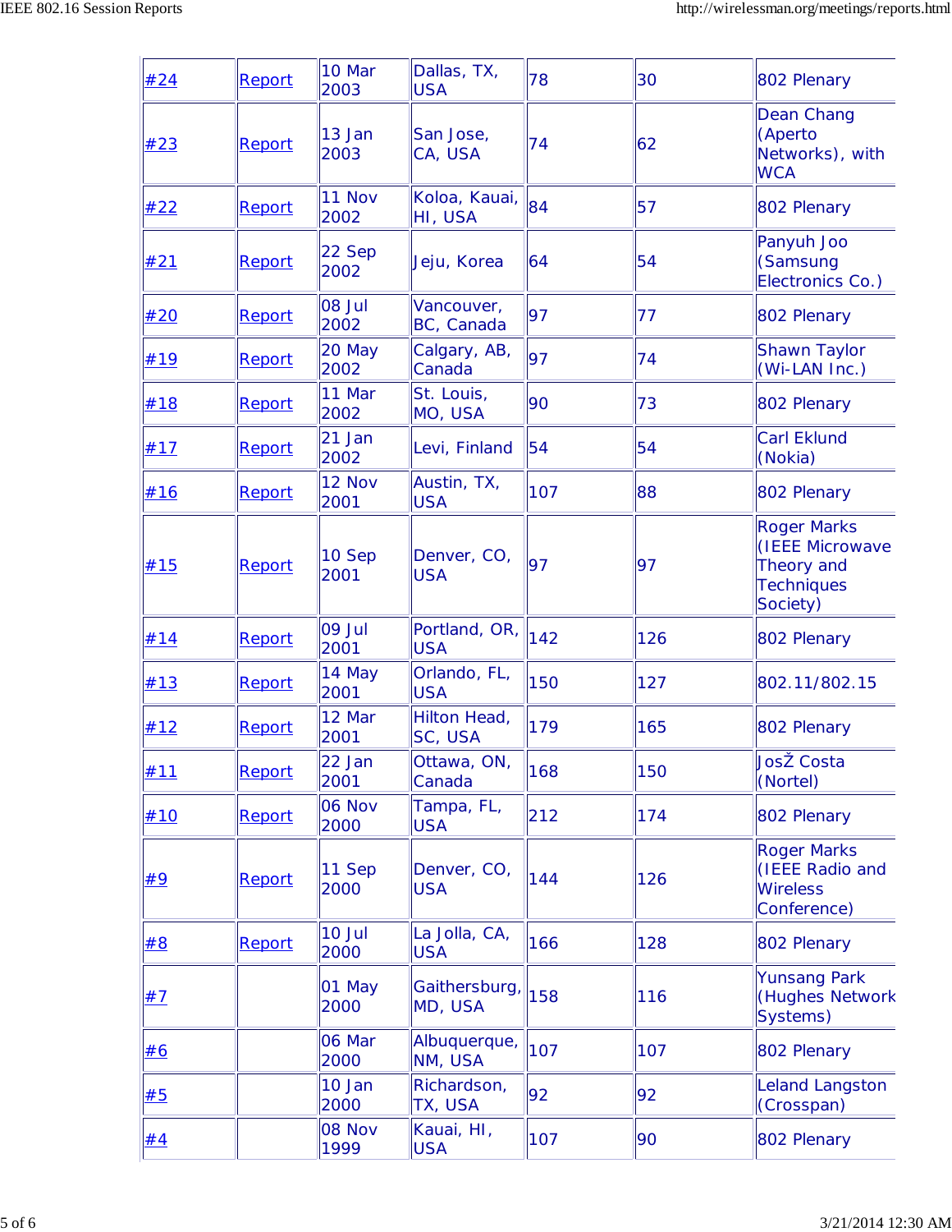| #24 | Report | 10 Mar 2003 | Dallas, TX, USA | 78 | 30 | 802 Plenary |
|---|---|---|---|---|---|---|
| #23 | Report | 13 Jan 2003 | San Jose, CA, USA | 74 | 62 | Dean Chang (Aperto Networks), with WCA |
| #22 | Report | 11 Nov 2002 | Koloa, Kauai, HI, USA | 84 | 57 | 802 Plenary |
| #21 | Report | 22 Sep 2002 | Jeju, Korea | 64 | 54 | Panyuh Joo (Samsung Electronics Co.) |
| #20 | Report | 08 Jul 2002 | Vancouver, BC, Canada | 97 | 77 | 802 Plenary |
| #19 | Report | 20 May 2002 | Calgary, AB, Canada | 97 | 74 | Shawn Taylor (Wi-LAN Inc.) |
| #18 | Report | 11 Mar 2002 | St. Louis, MO, USA | 90 | 73 | 802 Plenary |
| #17 | Report | 21 Jan 2002 | Levi, Finland | 54 | 54 | Carl Eklund (Nokia) |
| #16 | Report | 12 Nov 2001 | Austin, TX, USA | 107 | 88 | 802 Plenary |
| #15 | Report | 10 Sep 2001 | Denver, CO, USA | 97 | 97 | Roger Marks (IEEE Microwave Theory and Techniques Society) |
| #14 | Report | 09 Jul 2001 | Portland, OR, USA | 142 | 126 | 802 Plenary |
| #13 | Report | 14 May 2001 | Orlando, FL, USA | 150 | 127 | 802.11/802.15 |
| #12 | Report | 12 Mar 2001 | Hilton Head, SC, USA | 179 | 165 | 802 Plenary |
| #11 | Report | 22 Jan 2001 | Ottawa, ON, Canada | 168 | 150 | JosŽ Costa (Nortel) |
| #10 | Report | 06 Nov 2000 | Tampa, FL, USA | 212 | 174 | 802 Plenary |
| #9 | Report | 11 Sep 2000 | Denver, CO, USA | 144 | 126 | Roger Marks (IEEE Radio and Wireless Conference) |
| #8 | Report | 10 Jul 2000 | La Jolla, CA, USA | 166 | 128 | 802 Plenary |
| #7 | | 01 May 2000 | Gaithersburg, MD, USA | 158 | 116 | Yunsang Park (Hughes Network Systems) |
| #6 | | 06 Mar 2000 | Albuquerque, NM, USA | 107 | 107 | 802 Plenary |
| #5 | | 10 Jan 2000 | Richardson, TX, USA | 92 | 92 | Leland Langston (Crosspan) |
| #4 | | 08 Nov 1999 | Kauai, HI, USA | 107 | 90 | 802 Plenary |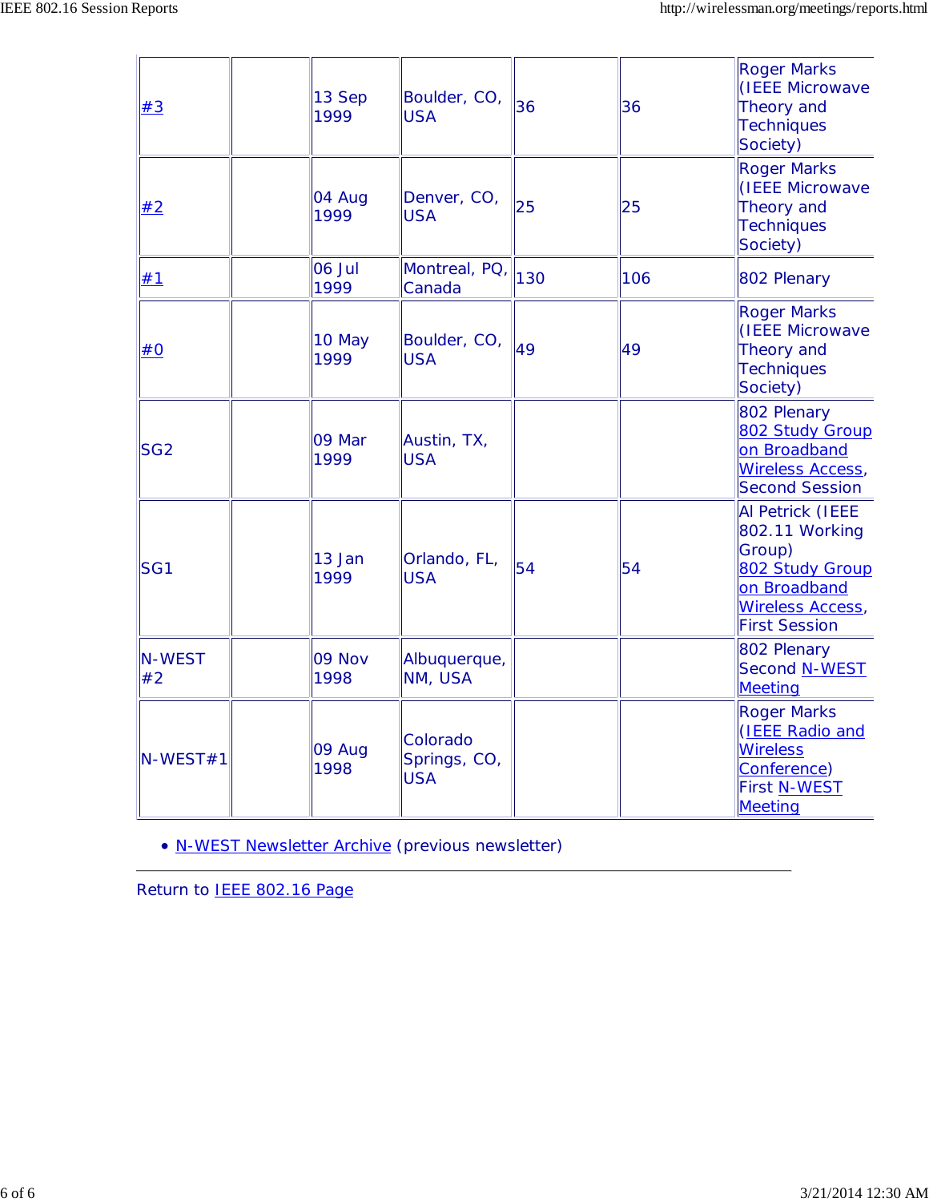| | | | | | | |
|---|---|---|---|---|---|---|
| #3 | | 13 Sep 1999 | Boulder, CO, USA | 36 | 36 | Roger Marks (IEEE Microwave Theory and Techniques Society) |
| #2 | | 04 Aug 1999 | Denver, CO, USA | 25 | 25 | Roger Marks (IEEE Microwave Theory and Techniques Society) |
| #1 | | 06 Jul 1999 | Montreal, PQ, Canada | 130 | 106 | 802 Plenary |
| #0 | | 10 May 1999 | Boulder, CO, USA | 49 | 49 | Roger Marks (IEEE Microwave Theory and Techniques Society) |
| SG2 | | 09 Mar 1999 | Austin, TX, USA | | | 802 Plenary 802 Study Group on Broadband Wireless Access, Second Session |
| SG1 | | 13 Jan 1999 | Orlando, FL, USA | 54 | 54 | Al Petrick (IEEE 802.11 Working Group) 802 Study Group on Broadband Wireless Access, First Session |
| N-WEST #2 | | 09 Nov 1998 | Albuquerque, NM, USA | | | 802 Plenary Second N-WEST Meeting |
| N-WEST#1 | | 09 Aug 1998 | Colorado Springs, CO, USA | | | Roger Marks (IEEE Radio and Wireless Conference) First N-WEST Meeting |

- N-WEST Newsletter Archive (previous newsletter)

---

Return to IEEE 802.16 Page